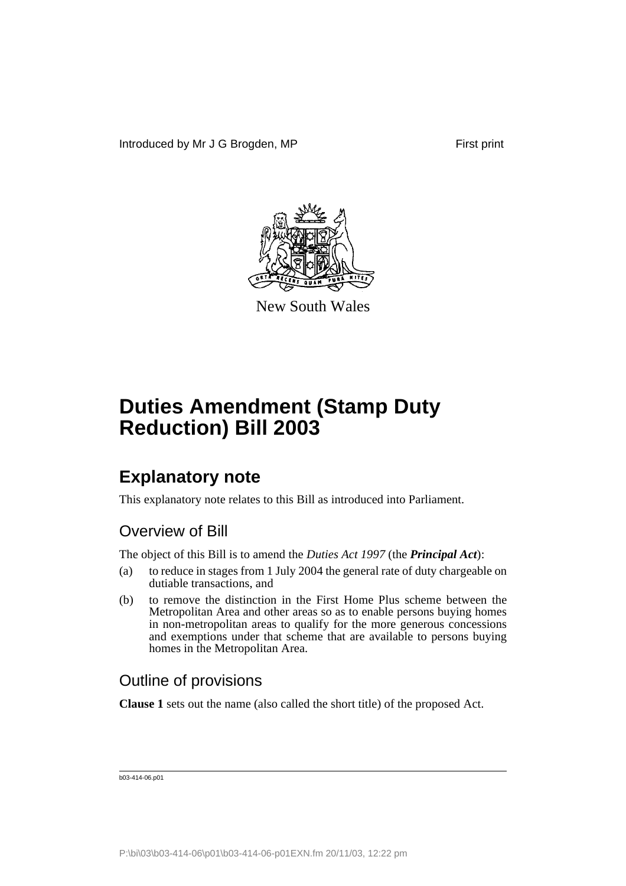Introduced by Mr J G Brogden, MP

First print

New South Wales

# Duties Amendment (Stamp Duty Reduction) Bill 2003

## Explanatory note

This explanatory note relates to this Bill as introduced into Parliament.

### Overview of Bill

The object of this Bill is to amend the *Duties Act 1997* (the ***Principal Act***):

(a) to reduce in stages from 1 July 2004 the general rate of duty chargeable on dutiable transactions, and

(b) to remove the distinction in the First Home Plus scheme between the Metropolitan Area and other areas so as to enable persons buying homes in non-metropolitan areas to qualify for the more generous concessions and exemptions under that scheme that are available to persons buying homes in the Metropolitan Area.

### Outline of provisions

**Clause 1** sets out the name (also called the short title) of the proposed Act.

b03-414-06.p01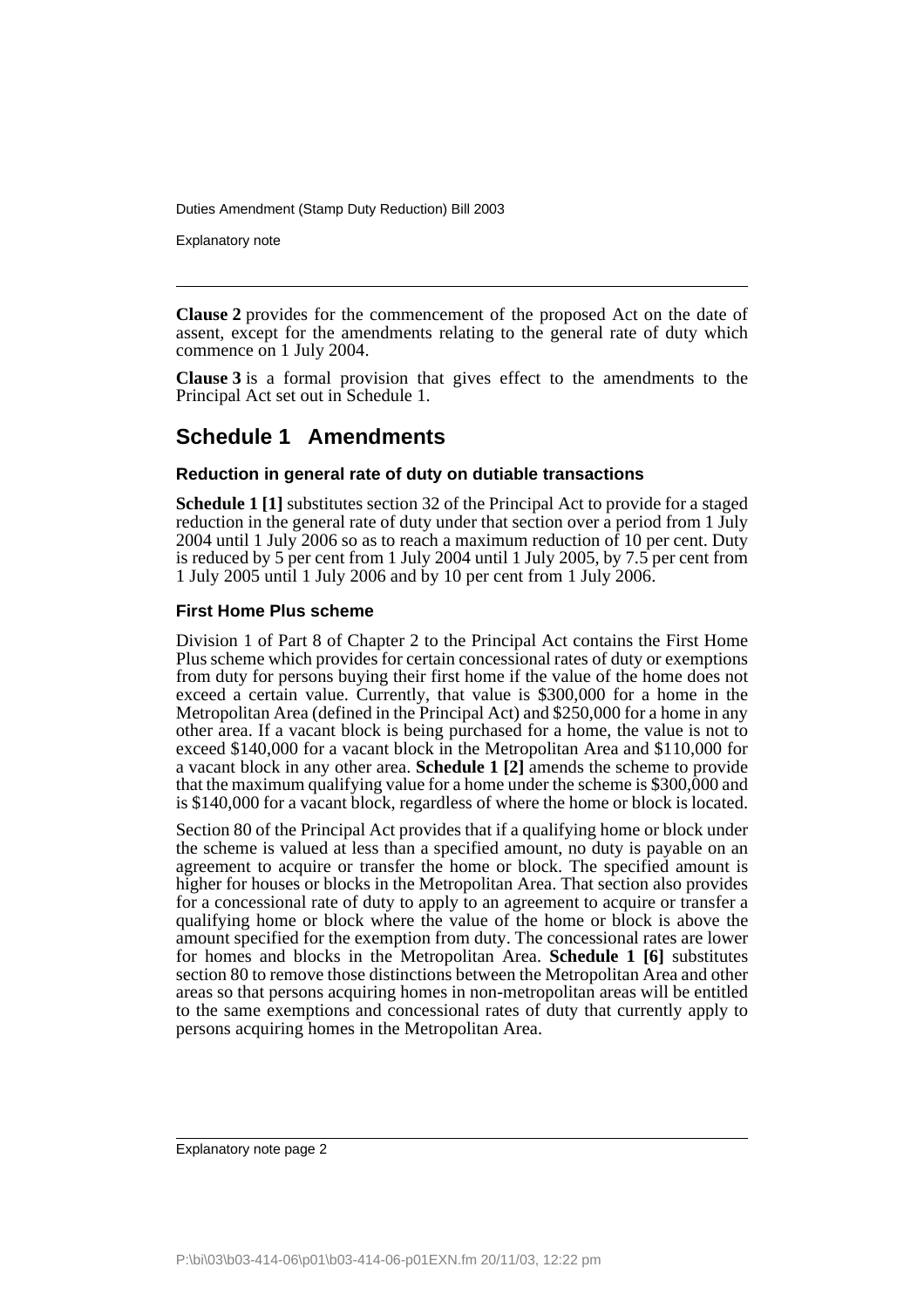**Clause 2** provides for the commencement of the proposed Act on the date of assent, except for the amendments relating to the general rate of duty which commence on 1 July 2004.

**Clause 3** is a formal provision that gives effect to the amendments to the Principal Act set out in Schedule 1.

## Schedule 1 Amendments

### Reduction in general rate of duty on dutiable transactions

**Schedule 1 [1]** substitutes section 32 of the Principal Act to provide for a staged reduction in the general rate of duty under that section over a period from 1 July 2004 until 1 July 2006 so as to reach a maximum reduction of 10 per cent. Duty is reduced by 5 per cent from 1 July 2004 until 1 July 2005, by 7.5 per cent from 1 July 2005 until 1 July 2006 and by 10 per cent from 1 July 2006.

### First Home Plus scheme

Division 1 of Part 8 of Chapter 2 to the Principal Act contains the First Home Plus scheme which provides for certain concessional rates of duty or exemptions from duty for persons buying their first home if the value of the home does not exceed a certain value. Currently, that value is $300,000 for a home in the Metropolitan Area (defined in the Principal Act) and $250,000 for a home in any other area. If a vacant block is being purchased for a home, the value is not to exceed $140,000 for a vacant block in the Metropolitan Area and $110,000 for a vacant block in any other area. **Schedule 1 [2]** amends the scheme to provide that the maximum qualifying value for a home under the scheme is $300,000 and is $140,000 for a vacant block, regardless of where the home or block is located.

Section 80 of the Principal Act provides that if a qualifying home or block under the scheme is valued at less than a specified amount, no duty is payable on an agreement to acquire or transfer the home or block. The specified amount is higher for houses or blocks in the Metropolitan Area. That section also provides for a concessional rate of duty to apply to an agreement to acquire or transfer a qualifying home or block where the value of the home or block is above the amount specified for the exemption from duty. The concessional rates are lower for homes and blocks in the Metropolitan Area. **Schedule 1 [6]** substitutes section 80 to remove those distinctions between the Metropolitan Area and other areas so that persons acquiring homes in non-metropolitan areas will be entitled to the same exemptions and concessional rates of duty that currently apply to persons acquiring homes in the Metropolitan Area.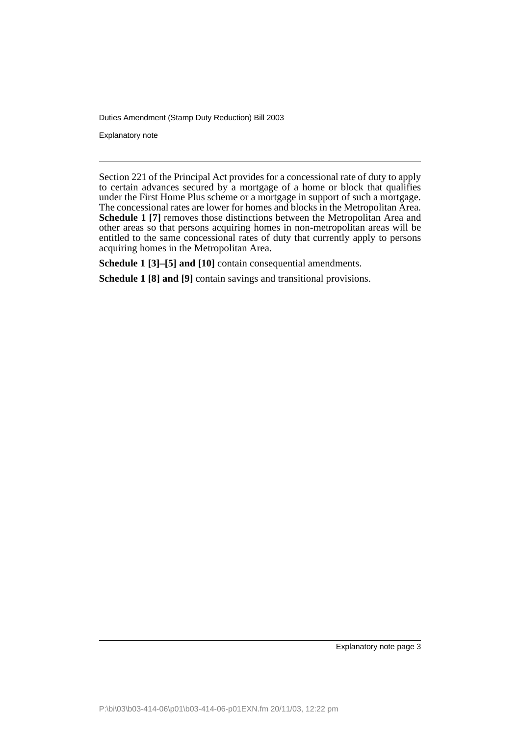Section 221 of the Principal Act provides for a concessional rate of duty to apply to certain advances secured by a mortgage of a home or block that qualifies under the First Home Plus scheme or a mortgage in support of such a mortgage. The concessional rates are lower for homes and blocks in the Metropolitan Area. **Schedule 1 [7]** removes those distinctions between the Metropolitan Area and other areas so that persons acquiring homes in non-metropolitan areas will be entitled to the same concessional rates of duty that currently apply to persons acquiring homes in the Metropolitan Area.

**Schedule 1 [3]–[5] and [10]** contain consequential amendments.

**Schedule 1 [8] and [9]** contain savings and transitional provisions.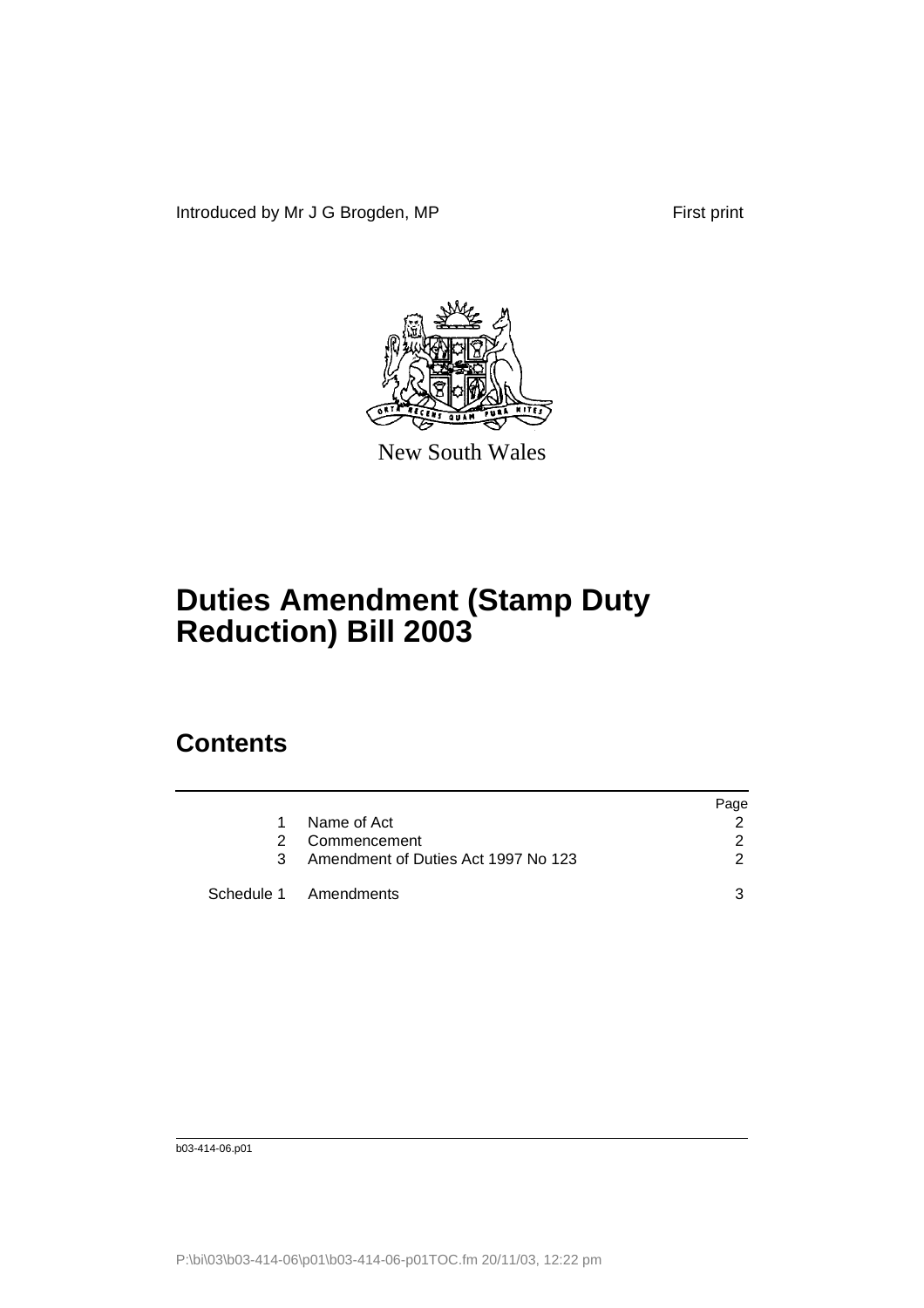Introduced by Mr J G Brogden, MP First print

New South Wales

# Duties Amendment (Stamp Duty Reduction) Bill 2003

## Contents

| | | Page |
|---|---|---|
| 1 | Name of Act | 2 |
| 2 | Commencement | 2 |
| 3 | Amendment of Duties Act 1997 No 123 | 2 |
| Schedule 1 | Amendments | 3 |

b03-414-06.p01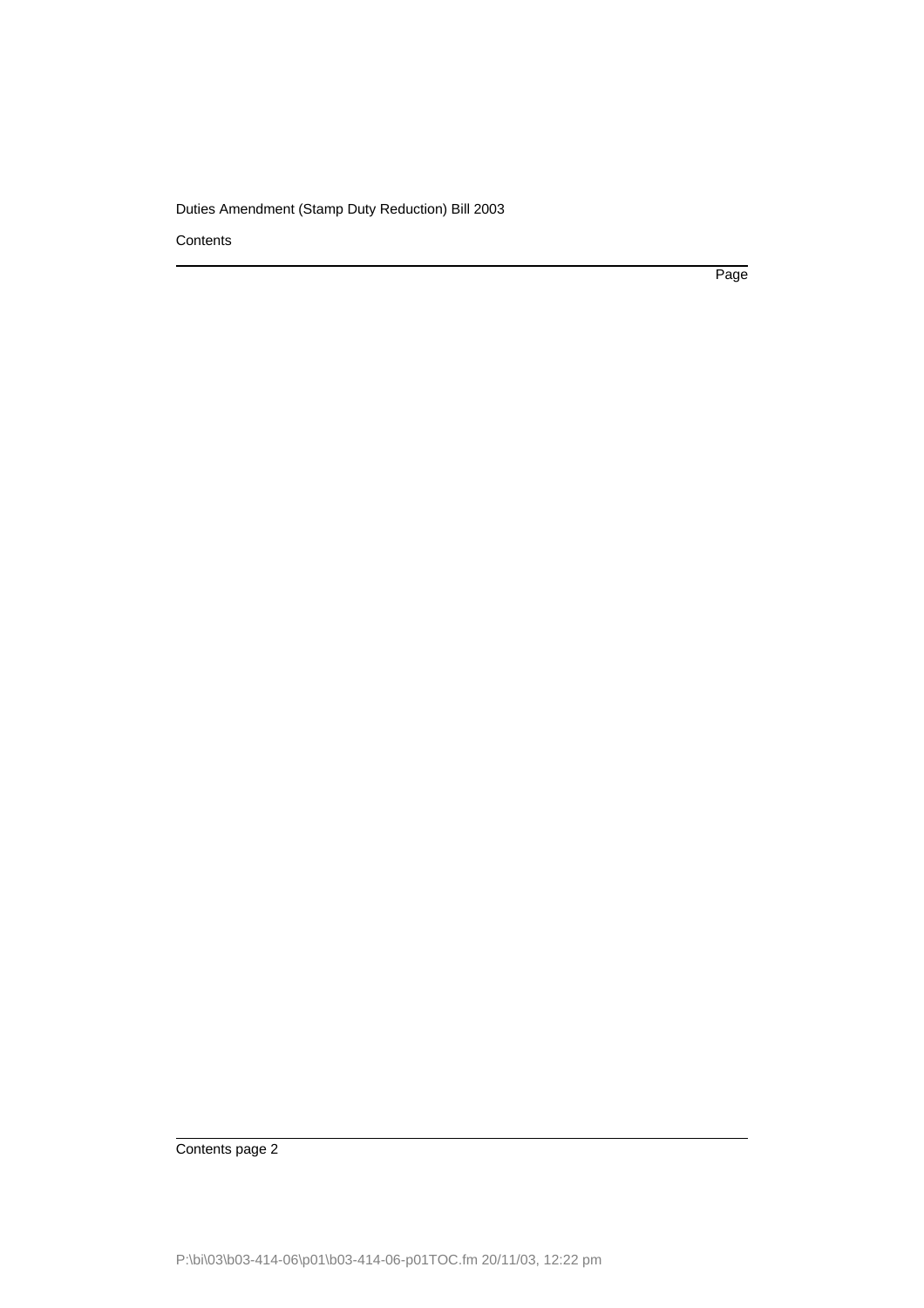Contents

Page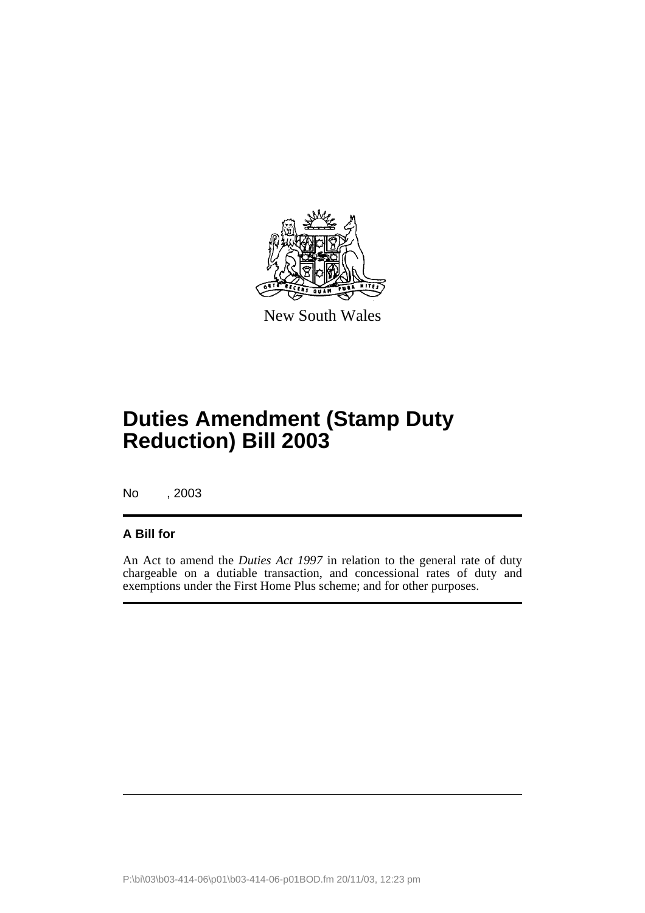New South Wales

# Duties Amendment (Stamp Duty Reduction) Bill 2003

No , 2003

**A Bill for**

An Act to amend the *Duties Act 1997* in relation to the general rate of duty chargeable on a dutiable transaction, and concessional rates of duty and exemptions under the First Home Plus scheme; and for other purposes.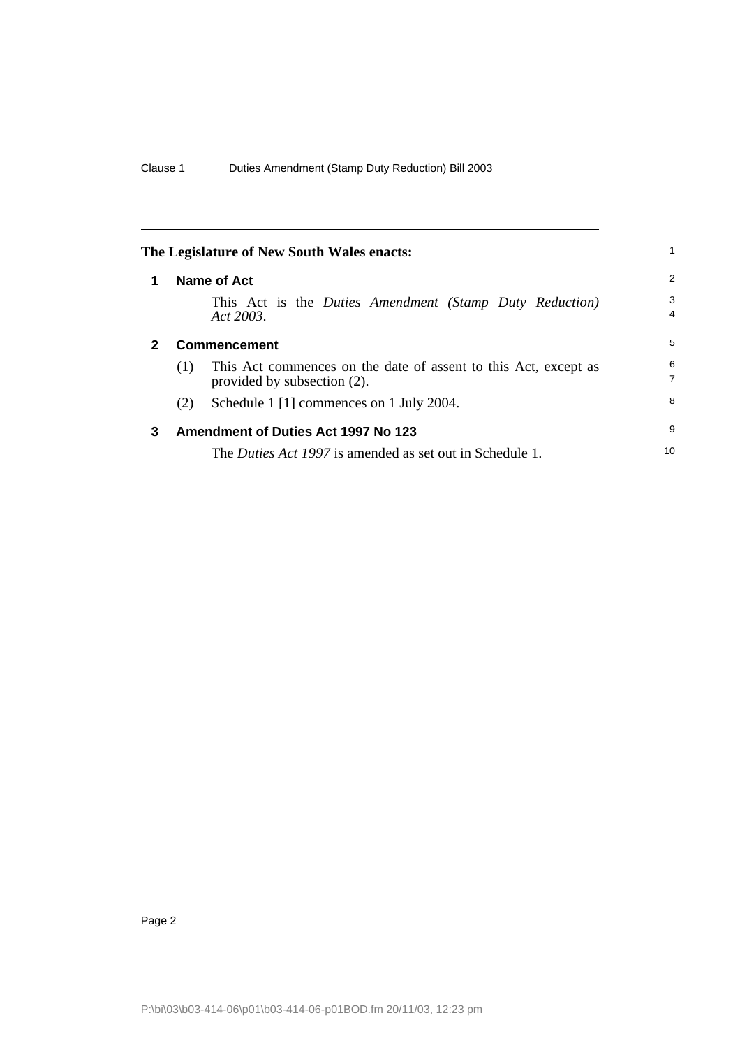**The Legislature of New South Wales enacts:**

## 1 Name of Act

This Act is the *Duties Amendment (Stamp Duty Reduction) Act 2003*.

## 2 Commencement

(1) This Act commences on the date of assent to this Act, except as provided by subsection (2).

(2) Schedule 1 [1] commences on 1 July 2004.

## 3 Amendment of Duties Act 1997 No 123

The *Duties Act 1997* is amended as set out in Schedule 1.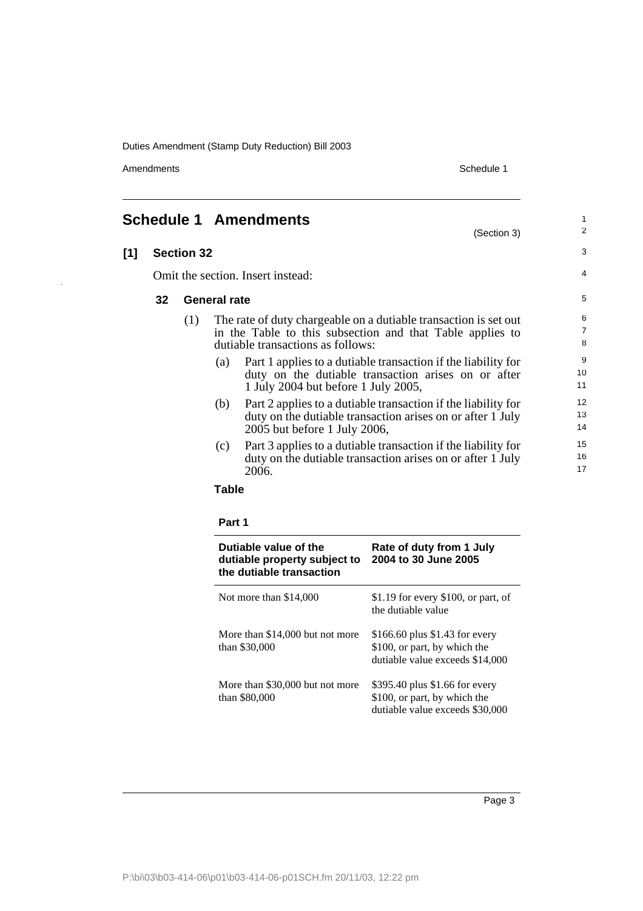# Schedule 1 Amendments

(Section 3)

**[1] Section 32**

Omit the section. Insert instead:

**32 General rate**

(1) The rate of duty chargeable on a dutiable transaction is set out in the Table to this subsection and that Table applies to dutiable transactions as follows:

(a) Part 1 applies to a dutiable transaction if the liability for duty on the dutiable transaction arises on or after 1 July 2004 but before 1 July 2005,

(b) Part 2 applies to a dutiable transaction if the liability for duty on the dutiable transaction arises on or after 1 July 2005 but before 1 July 2006,

(c) Part 3 applies to a dutiable transaction if the liability for duty on the dutiable transaction arises on or after 1 July 2006.

**Table**

**Part 1**

| Dutiable value of the dutiable property subject to the dutiable transaction | Rate of duty from 1 July 2004 to 30 June 2005 |
|---|---|
| Not more than $14,000 | $1.19 for every $100, or part, of the dutiable value |
| More than $14,000 but not more than $30,000 | $166.60 plus $1.43 for every $100, or part, by which the dutiable value exceeds $14,000 |
| More than $30,000 but not more than $80,000 | $395.40 plus $1.66 for every $100, or part, by which the dutiable value exceeds $30,000 |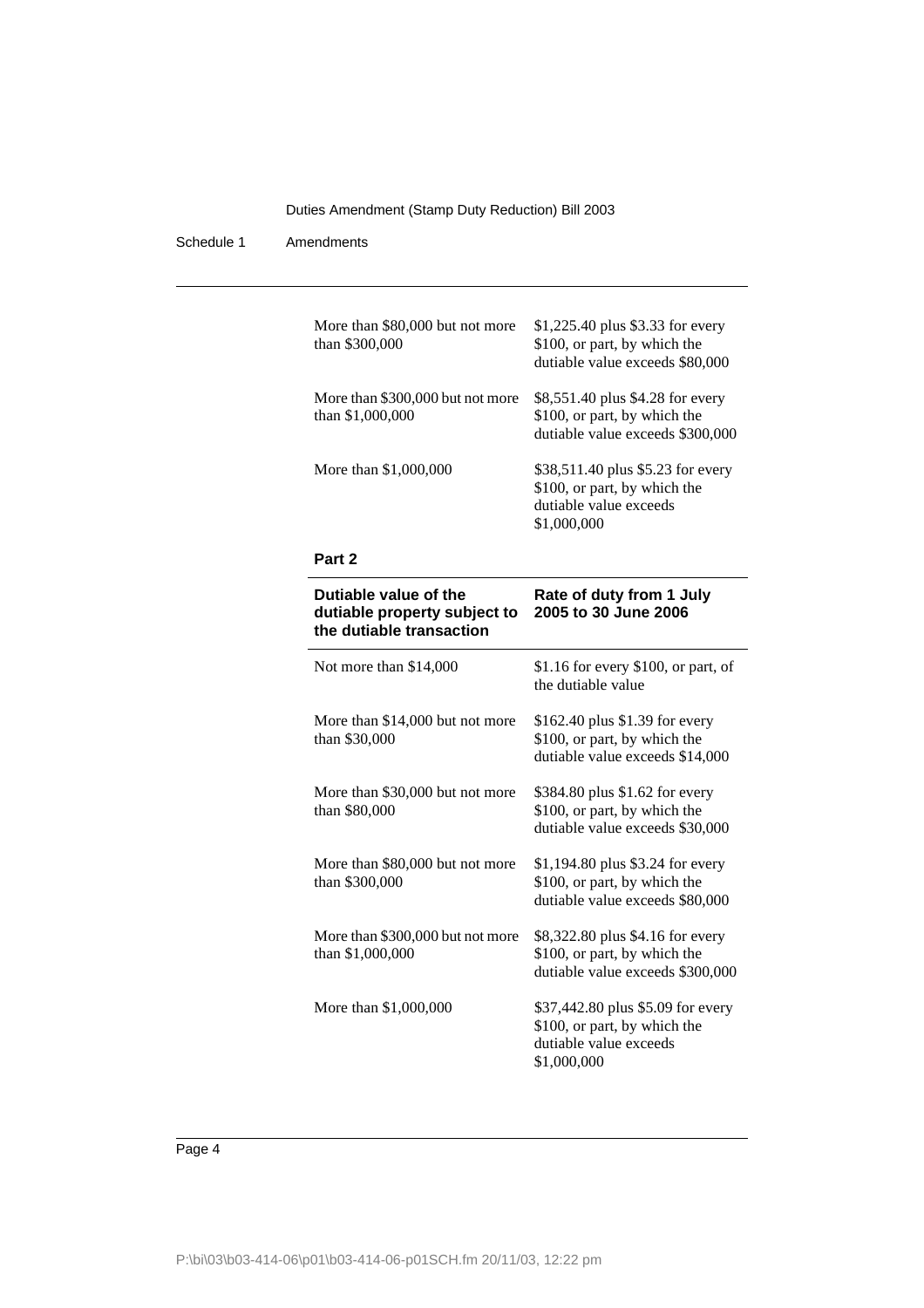| | |
|---|---|
| More than $80,000 but not more than $300,000 | $1,225.40 plus $3.33 for every $100, or part, by which the dutiable value exceeds $80,000 |
| More than $300,000 but not more than $1,000,000 | $8,551.40 plus $4.28 for every $100, or part, by which the dutiable value exceeds $300,000 |
| More than $1,000,000 | $38,511.40 plus $5.23 for every $100, or part, by which the dutiable value exceeds $1,000,000 |

**Part 2**

| Dutiable value of the dutiable property subject to the dutiable transaction | Rate of duty from 1 July 2005 to 30 June 2006 |
|---|---|
| Not more than $14,000 | $1.16 for every $100, or part, of the dutiable value |
| More than $14,000 but not more than $30,000 | $162.40 plus $1.39 for every $100, or part, by which the dutiable value exceeds $14,000 |
| More than $30,000 but not more than $80,000 | $384.80 plus $1.62 for every $100, or part, by which the dutiable value exceeds $30,000 |
| More than $80,000 but not more than $300,000 | $1,194.80 plus $3.24 for every $100, or part, by which the dutiable value exceeds $80,000 |
| More than $300,000 but not more than $1,000,000 | $8,322.80 plus $4.16 for every $100, or part, by which the dutiable value exceeds $300,000 |
| More than $1,000,000 | $37,442.80 plus $5.09 for every $100, or part, by which the dutiable value exceeds $1,000,000 |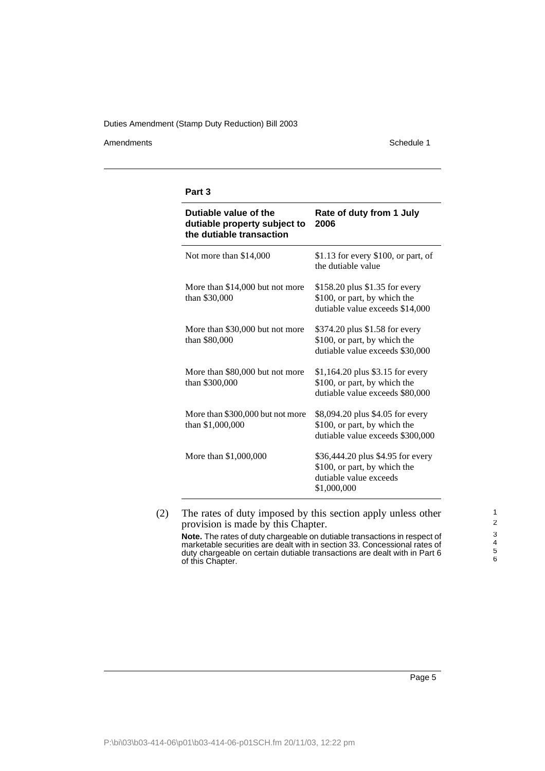**Part 3**

| Dutiable value of the dutiable property subject to the dutiable transaction | Rate of duty from 1 July 2006 |
|---|---|
| Not more than $14,000 | $1.13 for every $100, or part, of the dutiable value |
| More than $14,000 but not more than $30,000 | $158.20 plus $1.35 for every $100, or part, by which the dutiable value exceeds $14,000 |
| More than $30,000 but not more than $80,000 | $374.20 plus $1.58 for every $100, or part, by which the dutiable value exceeds $30,000 |
| More than $80,000 but not more than $300,000 | $1,164.20 plus $3.15 for every $100, or part, by which the dutiable value exceeds $80,000 |
| More than $300,000 but not more than $1,000,000 | $8,094.20 plus $4.05 for every $100, or part, by which the dutiable value exceeds $300,000 |
| More than $1,000,000 | $36,444.20 plus $4.95 for every $100, or part, by which the dutiable value exceeds $1,000,000 |

(2) The rates of duty imposed by this section apply unless other provision is made by this Chapter.

**Note.** The rates of duty chargeable on dutiable transactions in respect of marketable securities are dealt with in section 33. Concessional rates of duty chargeable on certain dutiable transactions are dealt with in Part 6 of this Chapter.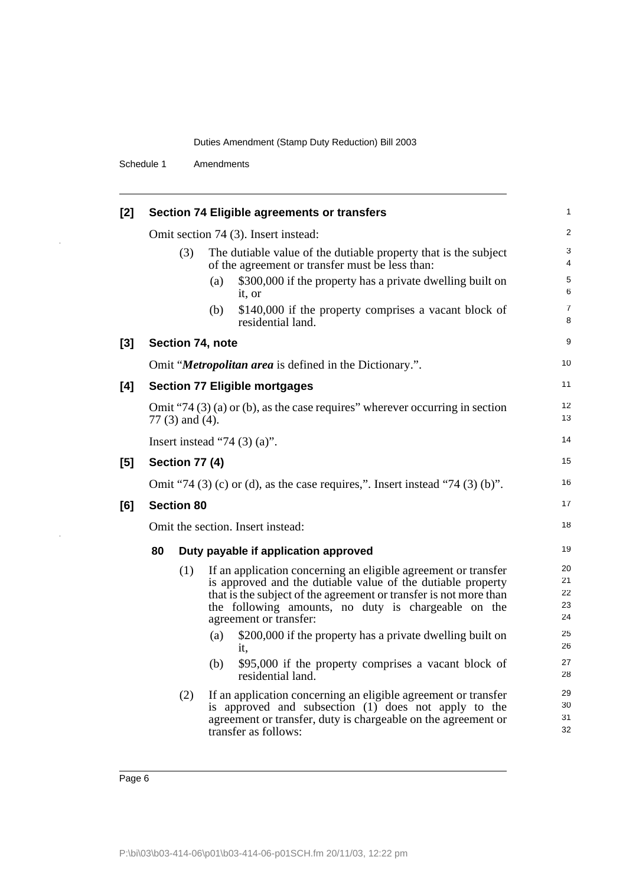**[2] Section 74 Eligible agreements or transfers**

Omit section 74 (3). Insert instead:

(3) The dutiable value of the dutiable property that is the subject of the agreement or transfer must be less than:

(a) $300,000 if the property has a private dwelling built on it, or

(b) $140,000 if the property comprises a vacant block of residential land.

**[3] Section 74, note**

Omit "***Metropolitan area*** is defined in the Dictionary.".

**[4] Section 77 Eligible mortgages**

Omit "74 (3) (a) or (b), as the case requires" wherever occurring in section 77 (3) and (4).

Insert instead "74 (3) (a)".

**[5] Section 77 (4)**

Omit "74 (3) (c) or (d), as the case requires,". Insert instead "74 (3) (b)".

**[6] Section 80**

Omit the section. Insert instead:

**80 Duty payable if application approved**

(1) If an application concerning an eligible agreement or transfer is approved and the dutiable value of the dutiable property that is the subject of the agreement or transfer is not more than the following amounts, no duty is chargeable on the agreement or transfer:

(a) $200,000 if the property has a private dwelling built on it,

(b) $95,000 if the property comprises a vacant block of residential land.

(2) If an application concerning an eligible agreement or transfer is approved and subsection (1) does not apply to the agreement or transfer, duty is chargeable on the agreement or transfer as follows: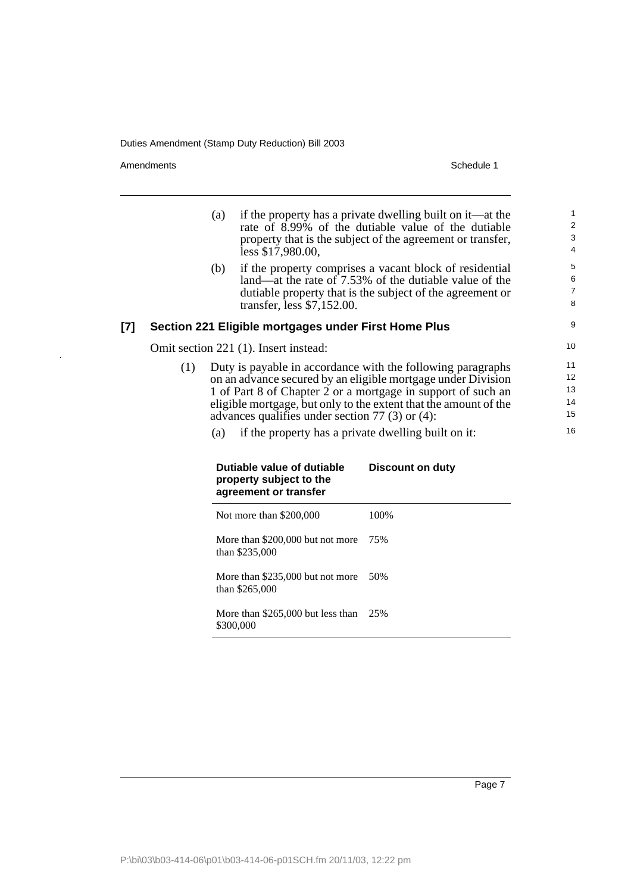(a) if the property has a private dwelling built on it—at the rate of 8.99% of the dutiable value of the dutiable property that is the subject of the agreement or transfer, less $17,980.00,

(b) if the property comprises a vacant block of residential land—at the rate of 7.53% of the dutiable value of the dutiable property that is the subject of the agreement or transfer, less $7,152.00.

### [7] Section 221 Eligible mortgages under First Home Plus

Omit section 221 (1). Insert instead:

(1) Duty is payable in accordance with the following paragraphs on an advance secured by an eligible mortgage under Division 1 of Part 8 of Chapter 2 or a mortgage in support of such an eligible mortgage, but only to the extent that the amount of the advances qualifies under section 77 (3) or (4):

(a) if the property has a private dwelling built on it:

| Dutiable value of dutiable property subject to the agreement or transfer | Discount on duty |
|---|---|
| Not more than $200,000 | 100% |
| More than $200,000 but not more than $235,000 | 75% |
| More than $235,000 but not more than $265,000 | 50% |
| More than $265,000 but less than $300,000 | 25% |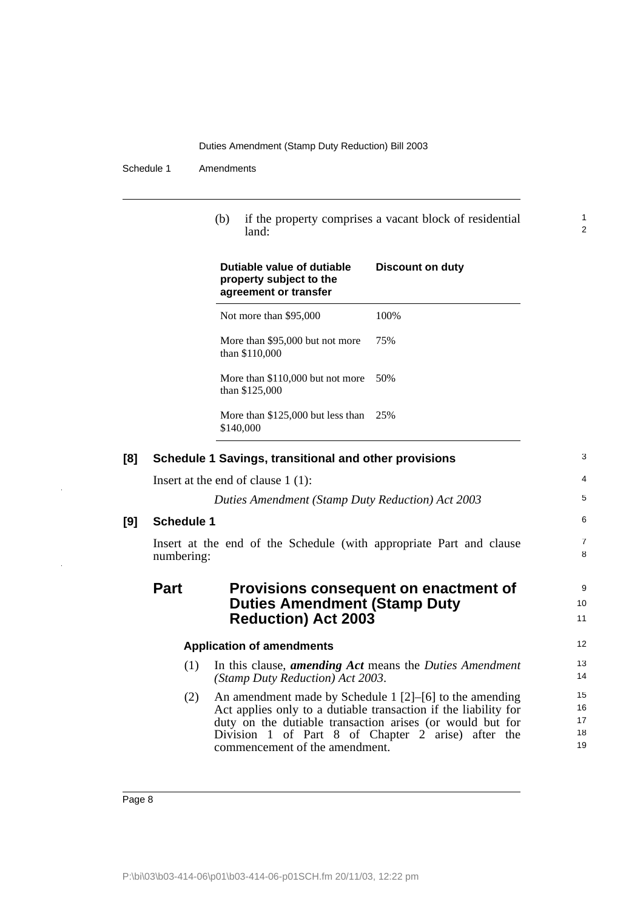(b) if the property comprises a vacant block of residential land:

| Dutiable value of dutiable property subject to the agreement or transfer | Discount on duty |
|---|---|
| Not more than $95,000 | 100% |
| More than $95,000 but not more than $110,000 | 75% |
| More than $110,000 but not more than $125,000 | 50% |
| More than $125,000 but less than $140,000 | 25% |

**[8] Schedule 1 Savings, transitional and other provisions**

Insert at the end of clause 1 (1):

*Duties Amendment (Stamp Duty Reduction) Act 2003*

**[9] Schedule 1**

Insert at the end of the Schedule (with appropriate Part and clause numbering:

## Part Provisions consequent on enactment of Duties Amendment (Stamp Duty Reduction) Act 2003

### Application of amendments

(1) In this clause, ***amending Act*** means the *Duties Amendment (Stamp Duty Reduction) Act 2003*.

(2) An amendment made by Schedule 1 [2]–[6] to the amending Act applies only to a dutiable transaction if the liability for duty on the dutiable transaction arises (or would but for Division 1 of Part 8 of Chapter 2 arise) after the commencement of the amendment.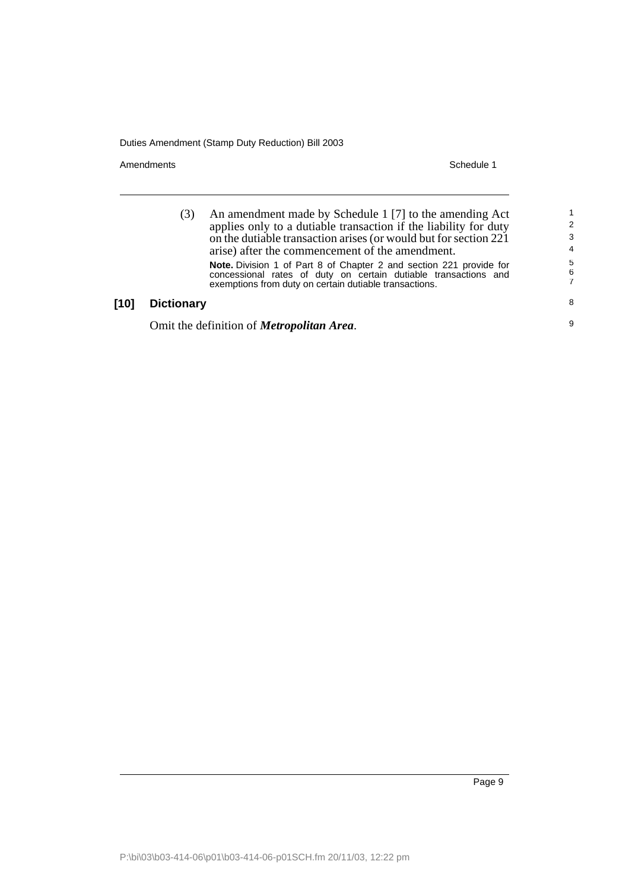(3) An amendment made by Schedule 1 [7] to the amending Act applies only to a dutiable transaction if the liability for duty on the dutiable transaction arises (or would but for section 221 arise) after the commencement of the amendment.

**Note.** Division 1 of Part 8 of Chapter 2 and section 221 provide for concessional rates of duty on certain dutiable transactions and exemptions from duty on certain dutiable transactions.

### [10] Dictionary

Omit the definition of ***Metropolitan Area***.